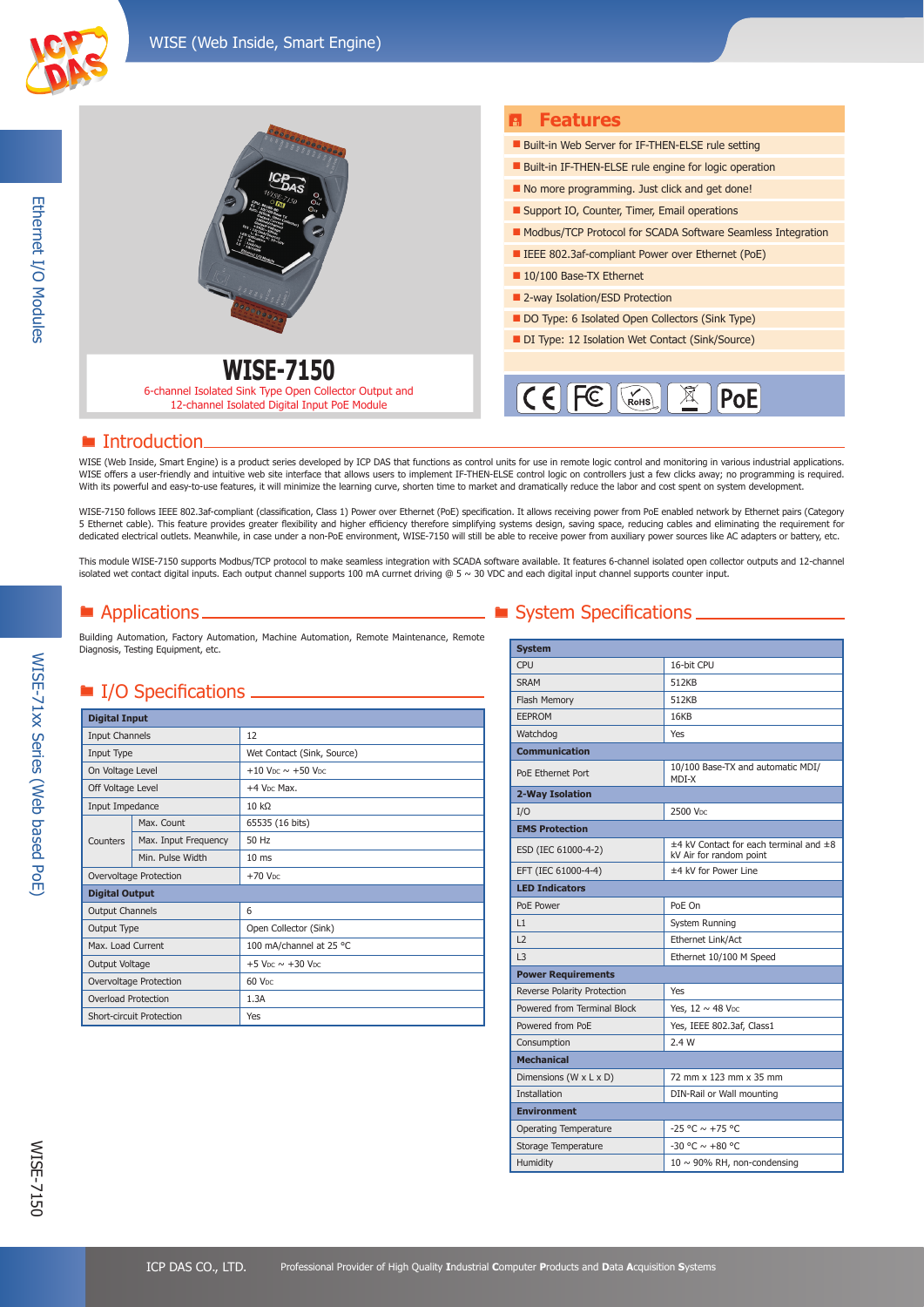# WISE-7150

6-channel Isolated Sink Type Open Collector Output and 12-channel Isolated Digital Input PoE Module

## Features

- Built-in Web Server for IF-THEN-ELSE rule setting
- Built-in IF-THEN-ELSE rule engine for logic operation
- No more programming. Just click and get done!
- Support IO, Counter, Timer, Email operations
- Modbus/TCP Protocol for SCADA Software Seamless Integration
- IEEE 802.3af-compliant Power over Ethernet (PoE)
- 10/100 Base-TX Ethernet
- 2-way Isolation/ESD Protection
- DO Type: 6 Isolated Open Collectors (Sink Type)
- DI Type: 12 Isolation Wet Contact (Sink/Source)

CE FC RoHS PoE

## Introduction

WISE (Web Inside, Smart Engine) is a product series developed by ICP DAS that functions as control units for use in remote logic control and monitoring in various industrial applications. WISE offers a user-friendly and intuitive web site interface that allows users to implement IF-THEN-ELSE control logic on controllers just a few clicks away; no programming is required. With its powerful and easy-to-use features, it will minimize the learning curve, shorten time to market and dramatically reduce the labor and cost spent on system development.

WISE-7150 follows IEEE 802.3af-compliant (classification, Class 1) Power over Ethernet (PoE) specification. It allows receiving power from PoE enabled network by Ethernet pairs (Category 5 Ethernet cable). This feature provides greater flexibility and higher efficiency therefore simplifying systems design, saving space, reducing cables and eliminating the requirement for dedicated electrical outlets. Meanwhile, in case under a non-PoE environment, WISE-7150 will still be able to receive power from auxiliary power sources like AC adapters or battery, etc.

This module WISE-7150 supports Modbus/TCP protocol to make seamless integration with SCADA software available. It features 6-channel isolated open collector outputs and 12-channel isolated wet contact digital inputs. Each output channel supports 100 mA currnet driving @ 5 ~ 30 VDC and each digital input channel supports counter input.

## Applications

Building Automation, Factory Automation, Machine Automation, Remote Maintenance, Remote Diagnosis, Testing Equipment, etc.

## I/O Specifications

| **Digital Input** | | |
|---|---|---|
| Input Channels | | 12 |
| Input Type | | Wet Contact (Sink, Source) |
| On Voltage Level | | +10 VDC ~ +50 VDC |
| Off Voltage Level | | +4 VDC Max. |
| Input Impedance | | 10 kΩ |
| Counters | Max. Count | 65535 (16 bits) |
| | Max. Input Frequency | 50 Hz |
| | Min. Pulse Width | 10 ms |
| Overvoltage Protection | | +70 VDC |
| **Digital Output** | | |
| Output Channels | | 6 |
| Output Type | | Open Collector (Sink) |
| Max. Load Current | | 100 mA/channel at 25 °C |
| Output Voltage | | +5 VDC ~ +30 VDC |
| Overvoltage Protection | | 60 VDC |
| Overload Protection | | 1.3A |
| Short-circuit Protection | | Yes |

## System Specifications

| **System** | |
|---|---|
| CPU | 16-bit CPU |
| SRAM | 512KB |
| Flash Memory | 512KB |
| EEPROM | 16KB |
| Watchdog | Yes |
| **Communication** | |
| PoE Ethernet Port | 10/100 Base-TX and automatic MDI/MDI-X |
| **2-Way Isolation** | |
| I/O | 2500 VDC |
| **EMS Protection** | |
| ESD (IEC 61000-4-2) | ±4 kV Contact for each terminal and ±8 kV Air for random point |
| EFT (IEC 61000-4-4) | ±4 kV for Power Line |
| **LED Indicators** | |
| PoE Power | PoE On |
| L1 | System Running |
| L2 | Ethernet Link/Act |
| L3 | Ethernet 10/100 M Speed |
| **Power Requirements** | |
| Reverse Polarity Protection | Yes |
| Powered from Terminal Block | Yes, 12 ~ 48 VDC |
| Powered from PoE | Yes, IEEE 802.3af, Class1 |
| Consumption | 2.4 W |
| **Mechanical** | |
| Dimensions (W x L x D) | 72 mm x 123 mm x 35 mm |
| Installation | DIN-Rail or Wall mounting |
| **Environment** | |
| Operating Temperature | -25 °C ~ +75 °C |
| Storage Temperature | -30 °C ~ +80 °C |
| Humidity | 10 ~ 90% RH, non-condensing |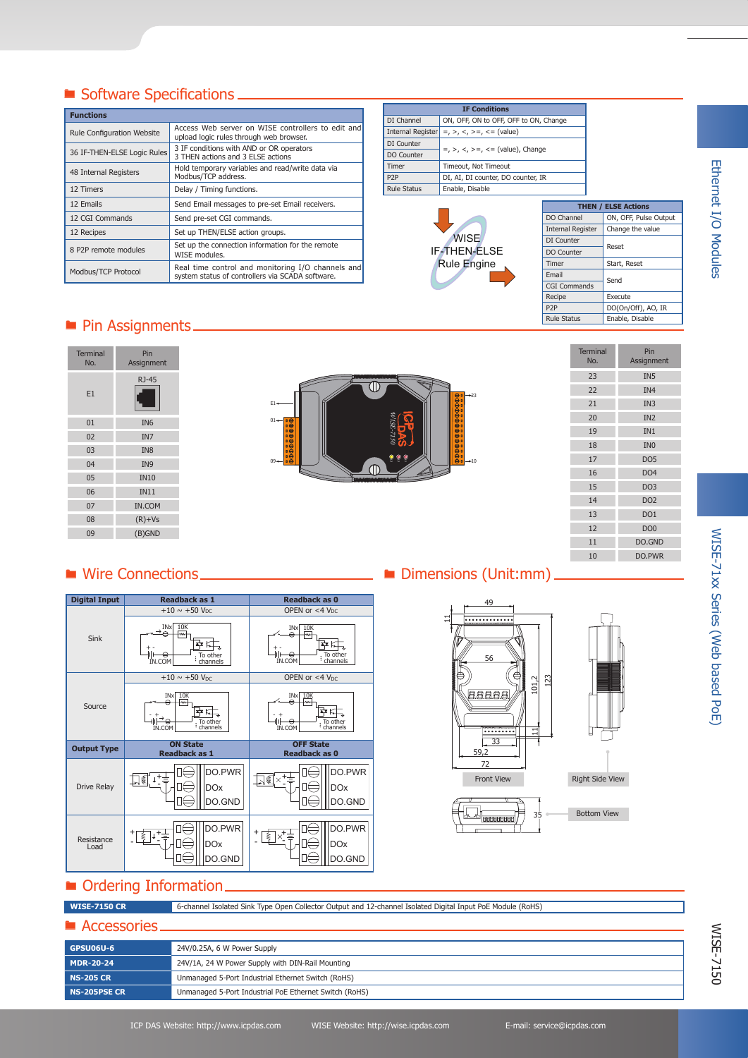## Software Specifications

| Functions | |
|---|---|
| Rule Configuration Website | Access Web server on WISE controllers to edit and upload logic rules through web browser. |
| 36 IF-THEN-ELSE Logic Rules | 3 IF conditions with AND or OR operators<br>3 THEN actions and 3 ELSE actions |
| 48 Internal Registers | Hold temporary variables and read/write data via Modbus/TCP address. |
| 12 Timers | Delay / Timing functions. |
| 12 Emails | Send Email messages to pre-set Email receivers. |
| 12 CGI Commands | Send pre-set CGI commands. |
| 12 Recipes | Set up THEN/ELSE action groups. |
| 8 P2P remote modules | Set up the connection information for the remote WISE modules. |
| Modbus/TCP Protocol | Real time control and monitoring I/O channels and system status of controllers via SCADA software. |

| IF Conditions | |
|---|---|
| DI Channel | ON, OFF, ON to OFF, OFF to ON, Change |
| Internal Register | =, >, <, >=, <= (value) |
| DI Counter | =, >, <, >=, <= (value), Change |
| DO Counter | =, >, <, >=, <= (value), Change |
| Timer | Timeout, Not Timeout |
| P2P | DI, AI, DI counter, DO counter, IR |
| Rule Status | Enable, Disable |

WISE IF-THEN-ELSE Rule Engine

| THEN / ELSE Actions | |
|---|---|
| DO Channel | ON, OFF, Pulse Output |
| Internal Register | Change the value |
| DI Counter | Reset |
| DO Counter | Reset |
| Timer | Start, Reset |
| Email | Send |
| CGI Commands | Send |
| Recipe | Execute |
| P2P | DO(On/Off), AO, IR |
| Rule Status | Enable, Disable |

## Pin Assignments

| Terminal No. | Pin Assignment |
|---|---|
| E1 | RJ-45 |
| 01 | IN6 |
| 02 | IN7 |
| 03 | IN8 |
| 04 | IN9 |
| 05 | IN10 |
| 06 | IN11 |
| 07 | IN.COM |
| 08 | (R)+Vs |
| 09 | (B)GND |

| Terminal No. | Pin Assignment |
|---|---|
| 23 | IN5 |
| 22 | IN4 |
| 21 | IN3 |
| 20 | IN2 |
| 19 | IN1 |
| 18 | IN0 |
| 17 | DO5 |
| 16 | DO4 |
| 15 | DO3 |
| 14 | DO2 |
| 13 | DO1 |
| 12 | DO0 |
| 11 | DO.GND |
| 10 | DO.PWR |

## Wire Connections

| Digital Input | Readback as 1 | Readback as 0 |
|---|---|---|
| Sink | +10 ~ +50 VDC | OPEN or <4 VDC |
| Source | +10 ~ +50 VDC | OPEN or <4 VDC |
| **Output Type** | **ON State Readback as 1** | **OFF State Readback as 0** |
| Drive Relay | DO.PWR / DOx / DO.GND | DO.PWR / DOx / DO.GND |
| Resistance Load | DO.PWR / DOx / DO.GND | DO.PWR / DOx / DO.GND |

## Dimensions (Unit:mm)

49, 11, 56, 101.2, 123, 11, 33, 59.2, 72, 35

Front View

Right Side View

Bottom View

## Ordering Information

| | |
|---|---|
| **WISE-7150 CR** | 6-channel Isolated Sink Type Open Collector Output and 12-channel Isolated Digital Input PoE Module (RoHS) |

## Accessories

| | |
|---|---|
| **GPSU06U-6** | 24V/0.25A, 6 W Power Supply |
| **MDR-20-24** | 24V/1A, 24 W Power Supply with DIN-Rail Mounting |
| **NS-205 CR** | Unmanaged 5-Port Industrial Ethernet Switch (RoHS) |
| **NS-205PSE CR** | Unmanaged 5-Port Industrial PoE Ethernet Switch (RoHS) |

ICP DAS Website: http://www.icpdas.com WISE Website: http://wise.icpdas.com E-mail: service@icpdas.com